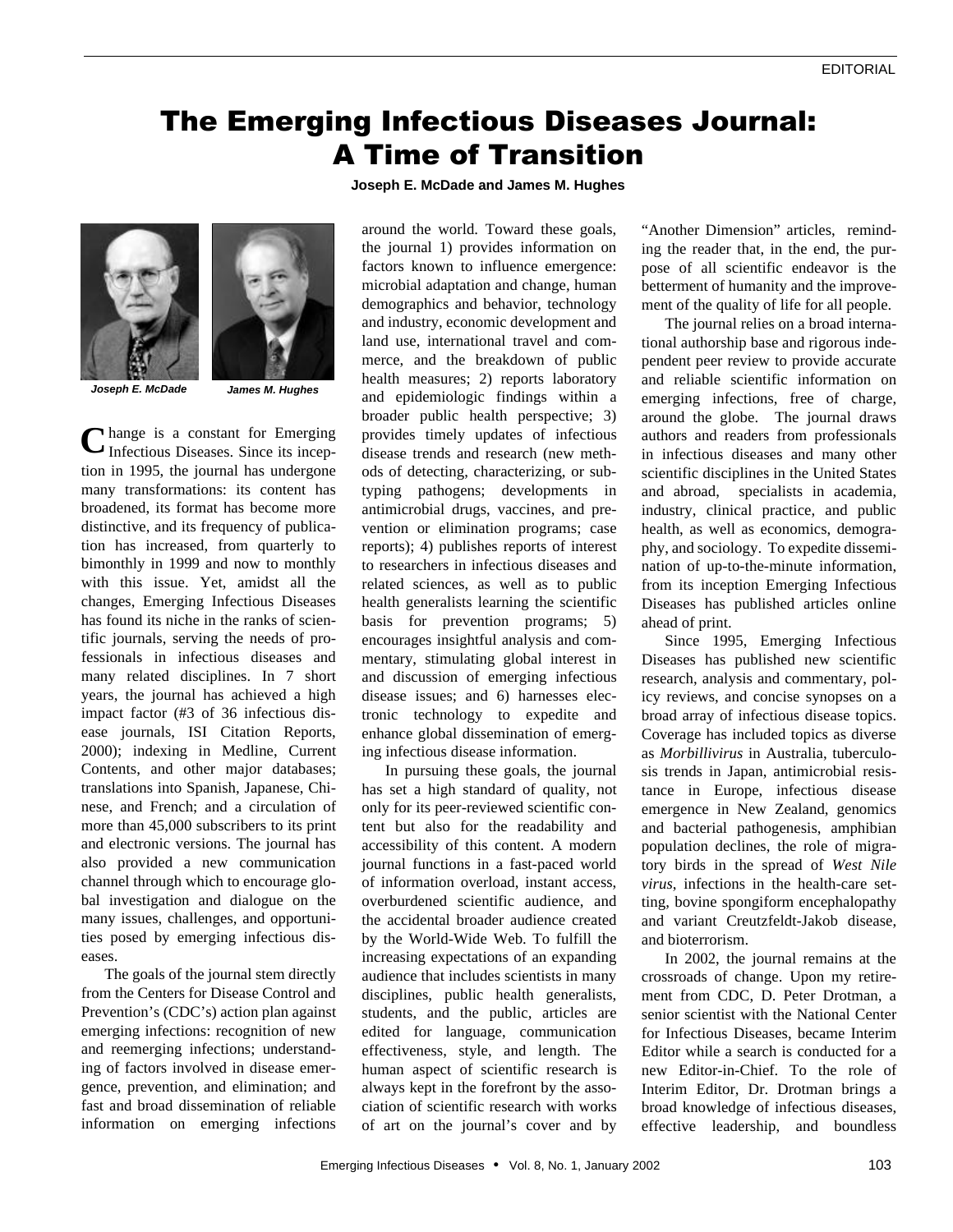EDITORIAL

# The Emerging Infectious Diseases Journal: A Time of Transition

**Joseph E. McDade and James M. Hughes**

*Joseph E. McDade* *James M. Hughes*

Change is a constant for Emerging Infectious Diseases. Since its inception in 1995, the journal has undergone many transformations: its content has broadened, its format has become more distinctive, and its frequency of publication has increased, from quarterly to bimonthly in 1999 and now to monthly with this issue. Yet, amidst all the changes, Emerging Infectious Diseases has found its niche in the ranks of scientific journals, serving the needs of professionals in infectious diseases and many related disciplines. In 7 short years, the journal has achieved a high impact factor (#3 of 36 infectious disease journals, ISI Citation Reports, 2000); indexing in Medline, Current Contents, and other major databases; translations into Spanish, Japanese, Chinese, and French; and a circulation of more than 45,000 subscribers to its print and electronic versions. The journal has also provided a new communication channel through which to encourage global investigation and dialogue on the many issues, challenges, and opportunities posed by emerging infectious diseases.

The goals of the journal stem directly from the Centers for Disease Control and Prevention's (CDC's) action plan against emerging infections: recognition of new and reemerging infections; understanding of factors involved in disease emergence, prevention, and elimination; and fast and broad dissemination of reliable information on emerging infections around the world. Toward these goals, the journal 1) provides information on factors known to influence emergence: microbial adaptation and change, human demographics and behavior, technology and industry, economic development and land use, international travel and commerce, and the breakdown of public health measures; 2) reports laboratory and epidemiologic findings within a broader public health perspective; 3) provides timely updates of infectious disease trends and research (new methods of detecting, characterizing, or subtyping pathogens; developments in antimicrobial drugs, vaccines, and prevention or elimination programs; case reports); 4) publishes reports of interest to researchers in infectious diseases and related sciences, as well as to public health generalists learning the scientific basis for prevention programs; 5) encourages insightful analysis and commentary, stimulating global interest in and discussion of emerging infectious disease issues; and 6) harnesses electronic technology to expedite and enhance global dissemination of emerging infectious disease information.

In pursuing these goals, the journal has set a high standard of quality, not only for its peer-reviewed scientific content but also for the readability and accessibility of this content. A modern journal functions in a fast-paced world of information overload, instant access, overburdened scientific audience, and the accidental broader audience created by the World-Wide Web. To fulfill the increasing expectations of an expanding audience that includes scientists in many disciplines, public health generalists, students, and the public, articles are edited for language, communication effectiveness, style, and length. The human aspect of scientific research is always kept in the forefront by the association of scientific research with works of art on the journal's cover and by "Another Dimension" articles, reminding the reader that, in the end, the purpose of all scientific endeavor is the betterment of humanity and the improvement of the quality of life for all people.

The journal relies on a broad international authorship base and rigorous independent peer review to provide accurate and reliable scientific information on emerging infections, free of charge, around the globe. The journal draws authors and readers from professionals in infectious diseases and many other scientific disciplines in the United States and abroad, specialists in academia, industry, clinical practice, and public health, as well as economics, demography, and sociology. To expedite dissemination of up-to-the-minute information, from its inception Emerging Infectious Diseases has published articles online ahead of print.

Since 1995, Emerging Infectious Diseases has published new scientific research, analysis and commentary, policy reviews, and concise synopses on a broad array of infectious disease topics. Coverage has included topics as diverse as *Morbillivirus* in Australia, tuberculosis trends in Japan, antimicrobial resistance in Europe, infectious disease emergence in New Zealand, genomics and bacterial pathogenesis, amphibian population declines, the role of migratory birds in the spread of *West Nile virus*, infections in the health-care setting, bovine spongiform encephalopathy and variant Creutzfeldt-Jakob disease, and bioterrorism.

In 2002, the journal remains at the crossroads of change. Upon my retirement from CDC, D. Peter Drotman, a senior scientist with the National Center for Infectious Diseases, became Interim Editor while a search is conducted for a new Editor-in-Chief. To the role of Interim Editor, Dr. Drotman brings a broad knowledge of infectious diseases, effective leadership, and boundless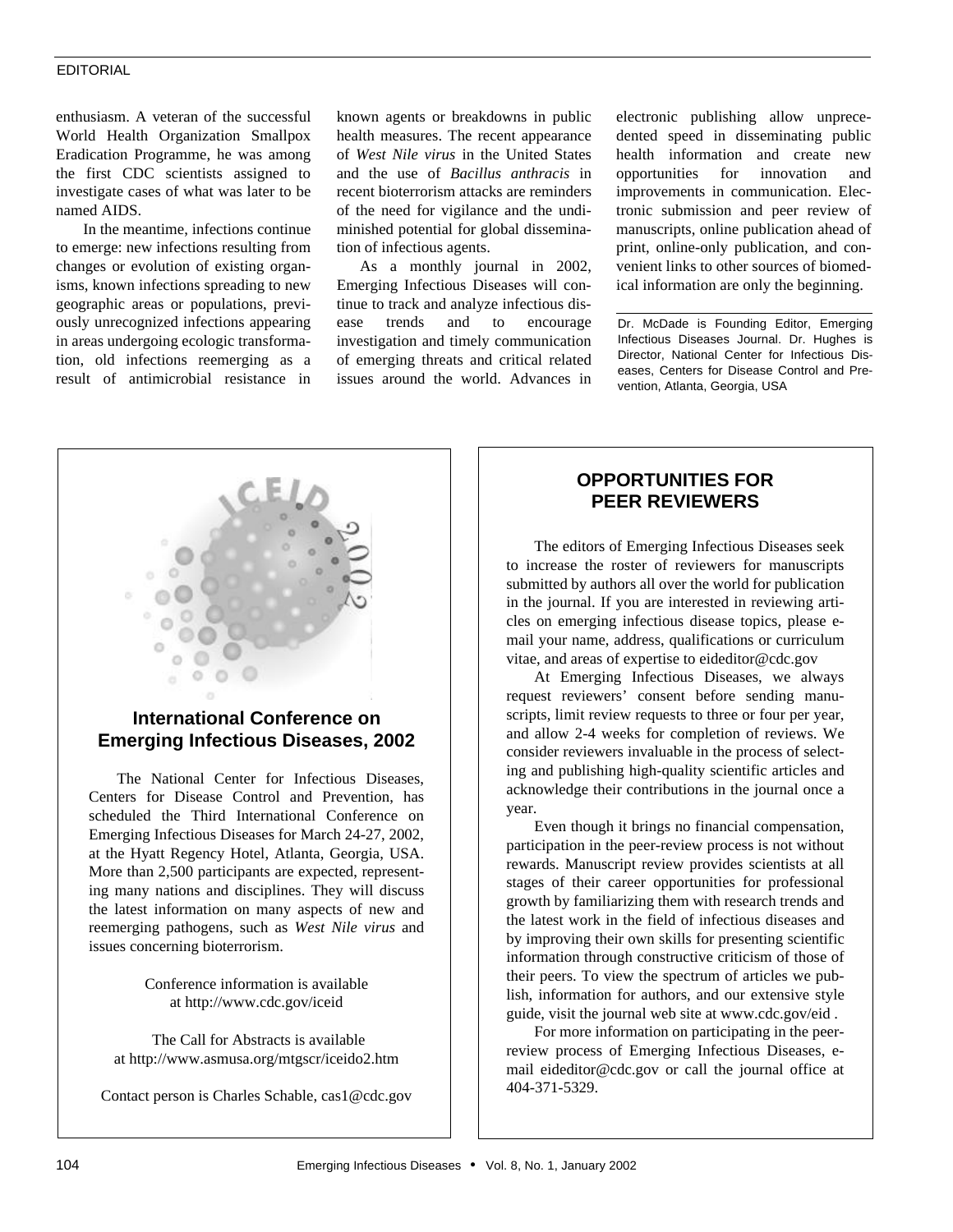enthusiasm. A veteran of the successful World Health Organization Smallpox Eradication Programme, he was among the first CDC scientists assigned to investigate cases of what was later to be named AIDS.

In the meantime, infections continue to emerge: new infections resulting from changes or evolution of existing organisms, known infections spreading to new geographic areas or populations, previously unrecognized infections appearing in areas undergoing ecologic transformation, old infections reemerging as a result of antimicrobial resistance in known agents or breakdowns in public health measures. The recent appearance of *West Nile virus* in the United States and the use of *Bacillus anthracis* in recent bioterrorism attacks are reminders of the need for vigilance and the undiminished potential for global dissemination of infectious agents.

As a monthly journal in 2002, Emerging Infectious Diseases will continue to track and analyze infectious disease trends and to encourage investigation and timely communication of emerging threats and critical related issues around the world. Advances in electronic publishing allow unprecedented speed in disseminating public health information and create new opportunities for innovation and improvements in communication. Electronic submission and peer review of manuscripts, online publication ahead of print, online-only publication, and convenient links to other sources of biomedical information are only the beginning.

Dr. McDade is Founding Editor, Emerging Infectious Diseases Journal. Dr. Hughes is Director, National Center for Infectious Diseases, Centers for Disease Control and Prevention, Atlanta, Georgia, USA

## International Conference on Emerging Infectious Diseases, 2002

The National Center for Infectious Diseases, Centers for Disease Control and Prevention, has scheduled the Third International Conference on Emerging Infectious Diseases for March 24-27, 2002, at the Hyatt Regency Hotel, Atlanta, Georgia, USA. More than 2,500 participants are expected, representing many nations and disciplines. They will discuss the latest information on many aspects of new and reemerging pathogens, such as *West Nile virus* and issues concerning bioterrorism.

Conference information is available at http://www.cdc.gov/iceid

The Call for Abstracts is available at http://www.asmusa.org/mtgscr/iceido2.htm

Contact person is Charles Schable, cas1@cdc.gov

## OPPORTUNITIES FOR PEER REVIEWERS

The editors of Emerging Infectious Diseases seek to increase the roster of reviewers for manuscripts submitted by authors all over the world for publication in the journal. If you are interested in reviewing articles on emerging infectious disease topics, please e-mail your name, address, qualifications or curriculum vitae, and areas of expertise to eideditor@cdc.gov

At Emerging Infectious Diseases, we always request reviewers' consent before sending manuscripts, limit review requests to three or four per year, and allow 2-4 weeks for completion of reviews. We consider reviewers invaluable in the process of selecting and publishing high-quality scientific articles and acknowledge their contributions in the journal once a year.

Even though it brings no financial compensation, participation in the peer-review process is not without rewards. Manuscript review provides scientists at all stages of their career opportunities for professional growth by familiarizing them with research trends and the latest work in the field of infectious diseases and by improving their own skills for presenting scientific information through constructive criticism of those of their peers. To view the spectrum of articles we publish, information for authors, and our extensive style guide, visit the journal web site at www.cdc.gov/eid .

For more information on participating in the peer-review process of Emerging Infectious Diseases, e-mail eideditor@cdc.gov or call the journal office at 404-371-5329.